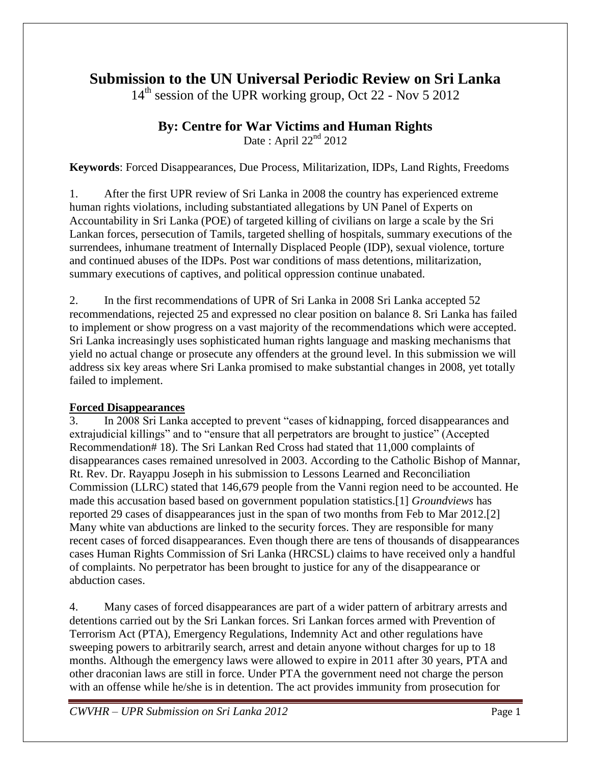# Submission to the UN Universal Periodic Review on Sri Lanka

14th session of the UPR working group, Oct 22 - Nov 5 2012

## By: Centre for War Victims and Human Rights

Date : April 22nd 2012

**Keywords**: Forced Disappearances, Due Process, Militarization, IDPs, Land Rights, Freedoms

1. After the first UPR review of Sri Lanka in 2008 the country has experienced extreme human rights violations, including substantiated allegations by UN Panel of Experts on Accountability in Sri Lanka (POE) of targeted killing of civilians on large a scale by the Sri Lankan forces, persecution of Tamils, targeted shelling of hospitals, summary executions of the surrendees, inhumane treatment of Internally Displaced People (IDP), sexual violence, torture and continued abuses of the IDPs. Post war conditions of mass detentions, militarization, summary executions of captives, and political oppression continue unabated.

2. In the first recommendations of UPR of Sri Lanka in 2008 Sri Lanka accepted 52 recommendations, rejected 25 and expressed no clear position on balance 8. Sri Lanka has failed to implement or show progress on a vast majority of the recommendations which were accepted. Sri Lanka increasingly uses sophisticated human rights language and masking mechanisms that yield no actual change or prosecute any offenders at the ground level. In this submission we will address six key areas where Sri Lanka promised to make substantial changes in 2008, yet totally failed to implement.

### Forced Disappearances

3. In 2008 Sri Lanka accepted to prevent "cases of kidnapping, forced disappearances and extrajudicial killings" and to "ensure that all perpetrators are brought to justice" (Accepted Recommendation# 18). The Sri Lankan Red Cross had stated that 11,000 complaints of disappearances cases remained unresolved in 2003. According to the Catholic Bishop of Mannar, Rt. Rev. Dr. Rayappu Joseph in his submission to Lessons Learned and Reconciliation Commission (LLRC) stated that 146,679 people from the Vanni region need to be accounted. He made this accusation based based on government population statistics.[1] *Groundviews* has reported 29 cases of disappearances just in the span of two months from Feb to Mar 2012.[2] Many white van abductions are linked to the security forces. They are responsible for many recent cases of forced disappearances. Even though there are tens of thousands of disappearances cases Human Rights Commission of Sri Lanka (HRCSL) claims to have received only a handful of complaints. No perpetrator has been brought to justice for any of the disappearance or abduction cases.

4. Many cases of forced disappearances are part of a wider pattern of arbitrary arrests and detentions carried out by the Sri Lankan forces. Sri Lankan forces armed with Prevention of Terrorism Act (PTA), Emergency Regulations, Indemnity Act and other regulations have sweeping powers to arbitrarily search, arrest and detain anyone without charges for up to 18 months. Although the emergency laws were allowed to expire in 2011 after 30 years, PTA and other draconian laws are still in force. Under PTA the government need not charge the person with an offense while he/she is in detention. The act provides immunity from prosecution for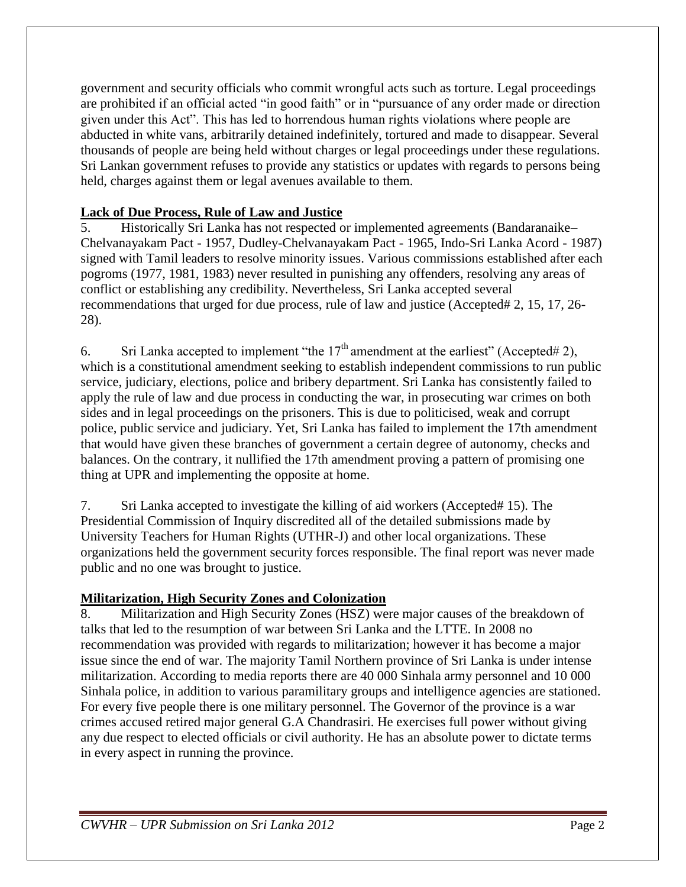government and security officials who commit wrongful acts such as torture. Legal proceedings are prohibited if an official acted "in good faith" or in "pursuance of any order made or direction given under this Act". This has led to horrendous human rights violations where people are abducted in white vans, arbitrarily detained indefinitely, tortured and made to disappear. Several thousands of people are being held without charges or legal proceedings under these regulations. Sri Lankan government refuses to provide any statistics or updates with regards to persons being held, charges against them or legal avenues available to them.

**Lack of Due Process, Rule of Law and Justice**

5. Historically Sri Lanka has not respected or implemented agreements (Bandaranaike–Chelvanayakam Pact - 1957, Dudley-Chelvanayakam Pact - 1965, Indo-Sri Lanka Acord - 1987) signed with Tamil leaders to resolve minority issues. Various commissions established after each pogroms (1977, 1981, 1983) never resulted in punishing any offenders, resolving any areas of conflict or establishing any credibility. Nevertheless, Sri Lanka accepted several recommendations that urged for due process, rule of law and justice (Accepted# 2, 15, 17, 26-28).

6. Sri Lanka accepted to implement "the 17th amendment at the earliest" (Accepted# 2), which is a constitutional amendment seeking to establish independent commissions to run public service, judiciary, elections, police and bribery department. Sri Lanka has consistently failed to apply the rule of law and due process in conducting the war, in prosecuting war crimes on both sides and in legal proceedings on the prisoners. This is due to politicised, weak and corrupt police, public service and judiciary. Yet, Sri Lanka has failed to implement the 17th amendment that would have given these branches of government a certain degree of autonomy, checks and balances. On the contrary, it nullified the 17th amendment proving a pattern of promising one thing at UPR and implementing the opposite at home.

7. Sri Lanka accepted to investigate the killing of aid workers (Accepted# 15). The Presidential Commission of Inquiry discredited all of the detailed submissions made by University Teachers for Human Rights (UTHR-J) and other local organizations. These organizations held the government security forces responsible. The final report was never made public and no one was brought to justice.

**Militarization, High Security Zones and Colonization**

8. Militarization and High Security Zones (HSZ) were major causes of the breakdown of talks that led to the resumption of war between Sri Lanka and the LTTE. In 2008 no recommendation was provided with regards to militarization; however it has become a major issue since the end of war. The majority Tamil Northern province of Sri Lanka is under intense militarization. According to media reports there are 40 000 Sinhala army personnel and 10 000 Sinhala police, in addition to various paramilitary groups and intelligence agencies are stationed. For every five people there is one military personnel. The Governor of the province is a war crimes accused retired major general G.A Chandrasiri. He exercises full power without giving any due respect to elected officials or civil authority. He has an absolute power to dictate terms in every aspect in running the province.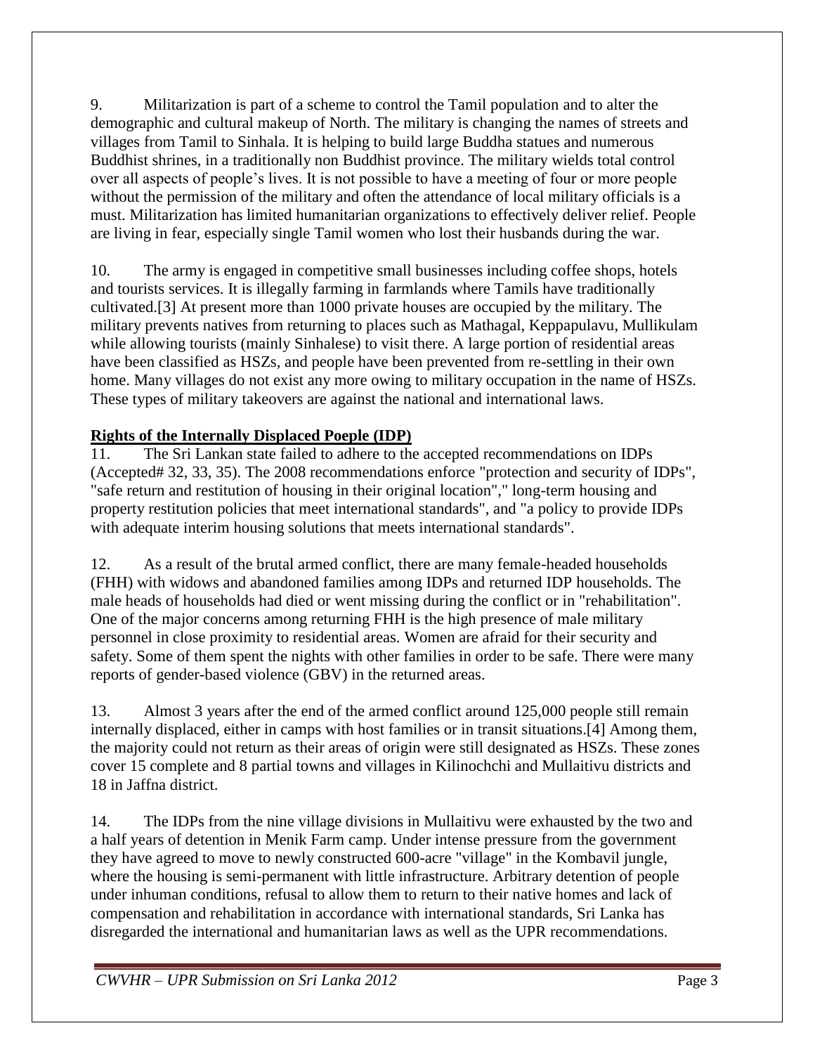9. Militarization is part of a scheme to control the Tamil population and to alter the demographic and cultural makeup of North. The military is changing the names of streets and villages from Tamil to Sinhala. It is helping to build large Buddha statues and numerous Buddhist shrines, in a traditionally non Buddhist province. The military wields total control over all aspects of people's lives. It is not possible to have a meeting of four or more people without the permission of the military and often the attendance of local military officials is a must. Militarization has limited humanitarian organizations to effectively deliver relief. People are living in fear, especially single Tamil women who lost their husbands during the war.

10. The army is engaged in competitive small businesses including coffee shops, hotels and tourists services. It is illegally farming in farmlands where Tamils have traditionally cultivated.[3] At present more than 1000 private houses are occupied by the military. The military prevents natives from returning to places such as Mathagal, Keppapulavu, Mullikulam while allowing tourists (mainly Sinhalese) to visit there. A large portion of residential areas have been classified as HSZs, and people have been prevented from re-settling in their own home. Many villages do not exist any more owing to military occupation in the name of HSZs. These types of military takeovers are against the national and international laws.

**Rights of the Internally Displaced Poeple (IDP)**

11. The Sri Lankan state failed to adhere to the accepted recommendations on IDPs (Accepted# 32, 33, 35). The 2008 recommendations enforce "protection and security of IDPs", "safe return and restitution of housing in their original location"," long-term housing and property restitution policies that meet international standards", and "a policy to provide IDPs with adequate interim housing solutions that meets international standards".

12. As a result of the brutal armed conflict, there are many female-headed households (FHH) with widows and abandoned families among IDPs and returned IDP households. The male heads of households had died or went missing during the conflict or in "rehabilitation". One of the major concerns among returning FHH is the high presence of male military personnel in close proximity to residential areas. Women are afraid for their security and safety. Some of them spent the nights with other families in order to be safe. There were many reports of gender-based violence (GBV) in the returned areas.

13. Almost 3 years after the end of the armed conflict around 125,000 people still remain internally displaced, either in camps with host families or in transit situations.[4] Among them, the majority could not return as their areas of origin were still designated as HSZs. These zones cover 15 complete and 8 partial towns and villages in Kilinochchi and Mullaitivu districts and 18 in Jaffna district.

14. The IDPs from the nine village divisions in Mullaitivu were exhausted by the two and a half years of detention in Menik Farm camp. Under intense pressure from the government they have agreed to move to newly constructed 600-acre "village" in the Kombavil jungle, where the housing is semi-permanent with little infrastructure. Arbitrary detention of people under inhuman conditions, refusal to allow them to return to their native homes and lack of compensation and rehabilitation in accordance with international standards, Sri Lanka has disregarded the international and humanitarian laws as well as the UPR recommendations.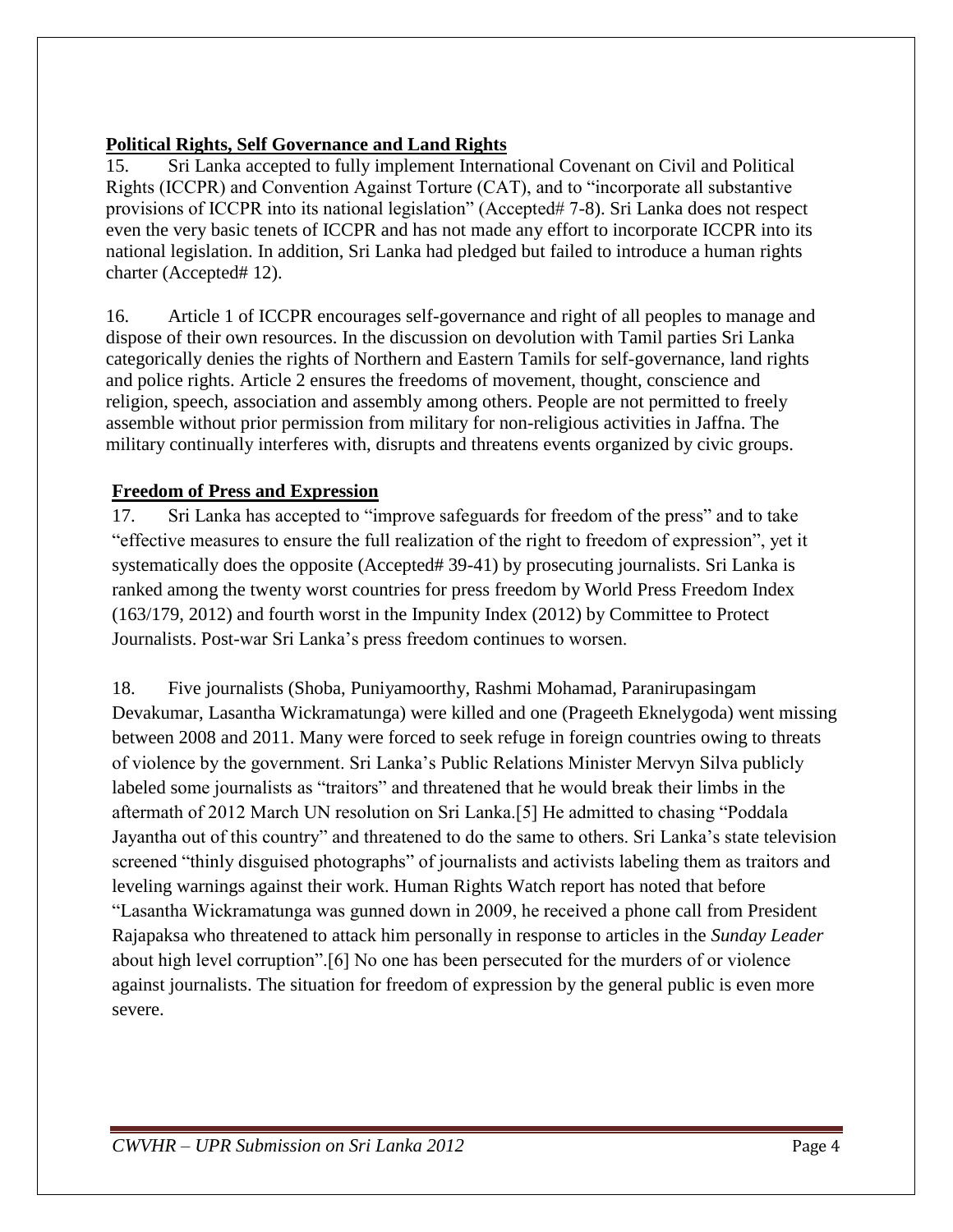**Political Rights, Self Governance and Land Rights**

15. Sri Lanka accepted to fully implement International Covenant on Civil and Political Rights (ICCPR) and Convention Against Torture (CAT), and to "incorporate all substantive provisions of ICCPR into its national legislation" (Accepted# 7-8). Sri Lanka does not respect even the very basic tenets of ICCPR and has not made any effort to incorporate ICCPR into its national legislation. In addition, Sri Lanka had pledged but failed to introduce a human rights charter (Accepted# 12).

16. Article 1 of ICCPR encourages self-governance and right of all peoples to manage and dispose of their own resources. In the discussion on devolution with Tamil parties Sri Lanka categorically denies the rights of Northern and Eastern Tamils for self-governance, land rights and police rights. Article 2 ensures the freedoms of movement, thought, conscience and religion, speech, association and assembly among others. People are not permitted to freely assemble without prior permission from military for non-religious activities in Jaffna. The military continually interferes with, disrupts and threatens events organized by civic groups.

**Freedom of Press and Expression**

17. Sri Lanka has accepted to "improve safeguards for freedom of the press" and to take "effective measures to ensure the full realization of the right to freedom of expression", yet it systematically does the opposite (Accepted# 39-41) by prosecuting journalists. Sri Lanka is ranked among the twenty worst countries for press freedom by World Press Freedom Index (163/179, 2012) and fourth worst in the Impunity Index (2012) by Committee to Protect Journalists. Post-war Sri Lanka's press freedom continues to worsen.

18. Five journalists (Shoba, Puniyamoorthy, Rashmi Mohamad, Paranirupasingam Devakumar, Lasantha Wickramatunga) were killed and one (Prageeth Eknelygoda) went missing between 2008 and 2011. Many were forced to seek refuge in foreign countries owing to threats of violence by the government. Sri Lanka's Public Relations Minister Mervyn Silva publicly labeled some journalists as "traitors" and threatened that he would break their limbs in the aftermath of 2012 March UN resolution on Sri Lanka.[5] He admitted to chasing "Poddala Jayantha out of this country" and threatened to do the same to others. Sri Lanka's state television screened "thinly disguised photographs" of journalists and activists labeling them as traitors and leveling warnings against their work. Human Rights Watch report has noted that before "Lasantha Wickramatunga was gunned down in 2009, he received a phone call from President Rajapaksa who threatened to attack him personally in response to articles in the *Sunday Leader* about high level corruption".[6] No one has been persecuted for the murders of or violence against journalists. The situation for freedom of expression by the general public is even more severe.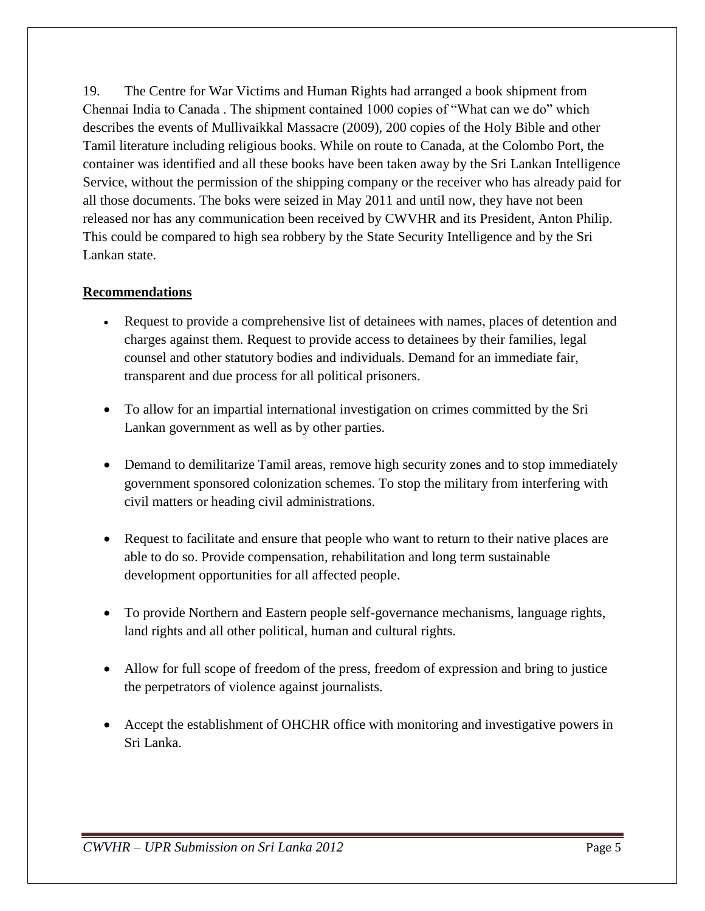19. The Centre for War Victims and Human Rights had arranged a book shipment from Chennai India to Canada . The shipment contained 1000 copies of "What can we do" which describes the events of Mullivaikkal Massacre (2009), 200 copies of the Holy Bible and other Tamil literature including religious books. While on route to Canada, at the Colombo Port, the container was identified and all these books have been taken away by the Sri Lankan Intelligence Service, without the permission of the shipping company or the receiver who has already paid for all those documents. The boks were seized in May 2011 and until now, they have not been released nor has any communication been received by CWVHR and its President, Anton Philip. This could be compared to high sea robbery by the State Security Intelligence and by the Sri Lankan state.

## Recommendations

- Request to provide a comprehensive list of detainees with names, places of detention and charges against them. Request to provide access to detainees by their families, legal counsel and other statutory bodies and individuals. Demand for an immediate fair, transparent and due process for all political prisoners.
- To allow for an impartial international investigation on crimes committed by the Sri Lankan government as well as by other parties.
- Demand to demilitarize Tamil areas, remove high security zones and to stop immediately government sponsored colonization schemes. To stop the military from interfering with civil matters or heading civil administrations.
- Request to facilitate and ensure that people who want to return to their native places are able to do so. Provide compensation, rehabilitation and long term sustainable development opportunities for all affected people.
- To provide Northern and Eastern people self-governance mechanisms, language rights, land rights and all other political, human and cultural rights.
- Allow for full scope of freedom of the press, freedom of expression and bring to justice the perpetrators of violence against journalists.
- Accept the establishment of OHCHR office with monitoring and investigative powers in Sri Lanka.